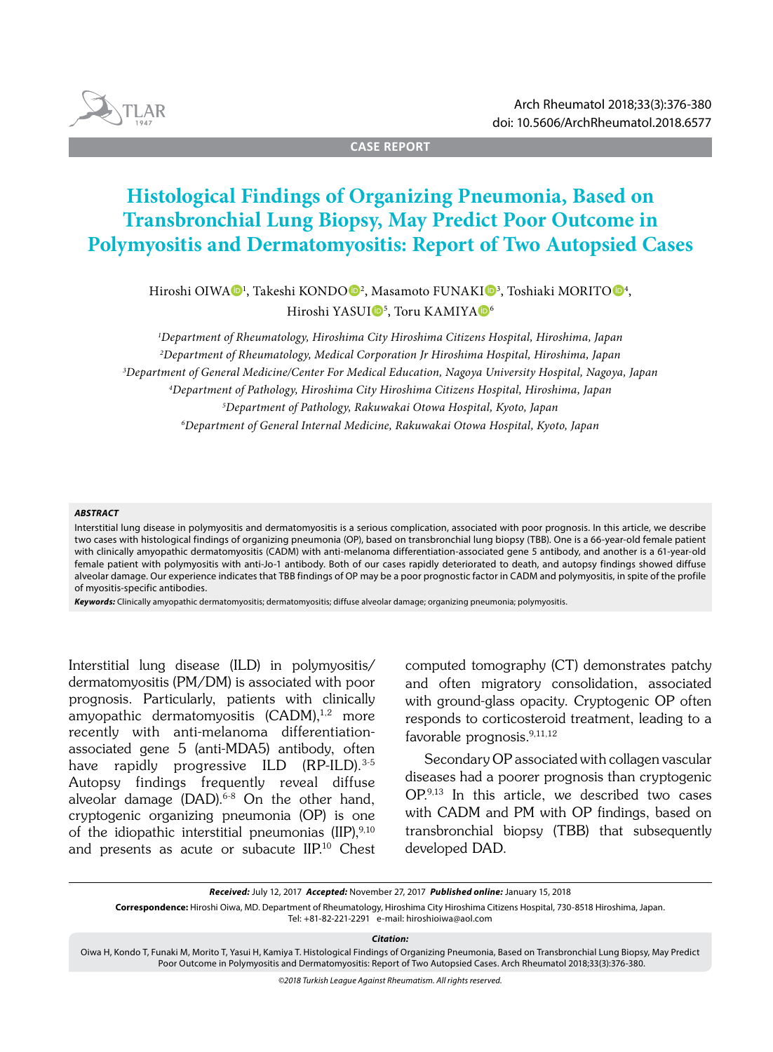CASE REPORT

# Histological Findings of Organizing Pneumonia, Based on Transbronchial Lung Biopsy, May Predict Poor Outcome in Polymyositis and Dermatomyositis: Report of Two Autopsied Cases

Hiroshi OIWA[1], Takeshi KONDO[2], Masamoto FUNAKI[3], Toshiaki MORITO[4], Hiroshi YASUI[5], Toru KAMIYA[6]

[1]*Department of Rheumatology, Hiroshima City Hiroshima Citizens Hospital, Hiroshima, Japan*
[2]*Department of Rheumatology, Medical Corporation Jr Hiroshima Hospital, Hiroshima, Japan*
[3]*Department of General Medicine/Center For Medical Education, Nagoya University Hospital, Nagoya, Japan*
[4]*Department of Pathology, Hiroshima City Hiroshima Citizens Hospital, Hiroshima, Japan*
[5]*Department of Pathology, Rakuwakai Otowa Hospital, Kyoto, Japan*
[6]*Department of General Internal Medicine, Rakuwakai Otowa Hospital, Kyoto, Japan*

***ABSTRACT***

Interstitial lung disease in polymyositis and dermatomyositis is a serious complication, associated with poor prognosis. In this article, we describe two cases with histological findings of organizing pneumonia (OP), based on transbronchial lung biopsy (TBB). One is a 66-year-old female patient with clinically amyopathic dermatomyositis (CADM) with anti-melanoma differentiation-associated gene 5 antibody, and another is a 61-year-old female patient with polymyositis with anti-Jo-1 antibody. Both of our cases rapidly deteriorated to death, and autopsy findings showed diffuse alveolar damage. Our experience indicates that TBB findings of OP may be a poor prognostic factor in CADM and polymyositis, in spite of the profile of myositis-specific antibodies.

***Keywords:*** Clinically amyopathic dermatomyositis; dermatomyositis; diffuse alveolar damage; organizing pneumonia; polymyositis.

Interstitial lung disease (ILD) in polymyositis/dermatomyositis (PM/DM) is associated with poor prognosis. Particularly, patients with clinically amyopathic dermatomyositis (CADM),[1,2] more recently with anti-melanoma differentiation-associated gene 5 (anti-MDA5) antibody, often have rapidly progressive ILD (RP-ILD).[3-5] Autopsy findings frequently reveal diffuse alveolar damage (DAD).[6-8] On the other hand, cryptogenic organizing pneumonia (OP) is one of the idiopathic interstitial pneumonias (IIP),[9,10] and presents as acute or subacute IIP.[10] Chest computed tomography (CT) demonstrates patchy and often migratory consolidation, associated with ground-glass opacity. Cryptogenic OP often responds to corticosteroid treatment, leading to a favorable prognosis.[9,11,12]

Secondary OP associated with collagen vascular diseases had a poorer prognosis than cryptogenic OP.[9,13] In this article, we described two cases with CADM and PM with OP findings, based on transbronchial biopsy (TBB) that subsequently developed DAD.

***Received:*** July 12, 2017 ***Accepted:*** November 27, 2017 ***Published online:*** January 15, 2018

**Correspondence:** Hiroshi Oiwa, MD. Department of Rheumatology, Hiroshima City Hiroshima Citizens Hospital, 730-8518 Hiroshima, Japan. Tel: +81-82-221-2291 e-mail: hiroshioiwa@aol.com

***Citation:***

Oiwa H, Kondo T, Funaki M, Morito T, Yasui H, Kamiya T. Histological Findings of Organizing Pneumonia, Based on Transbronchial Lung Biopsy, May Predict Poor Outcome in Polymyositis and Dermatomyositis: Report of Two Autopsied Cases. Arch Rheumatol 2018;33(3):376-380.

*©2018 Turkish League Against Rheumatism. All rights reserved.*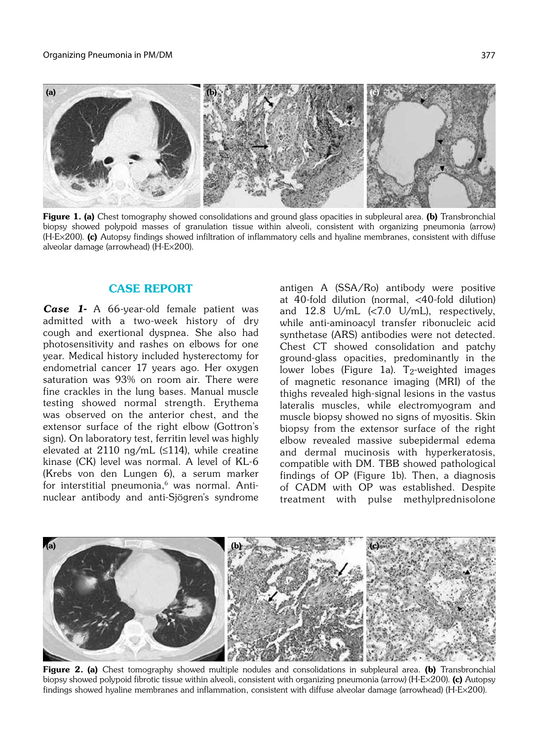**Figure 1. (a)** Chest tomography showed consolidations and ground glass opacities in subpleural area. **(b)** Transbronchial biopsy showed polypoid masses of granulation tissue within alveoli, consistent with organizing pneumonia (arrow) (H-E×200). **(c)** Autopsy findings showed infiltration of inflammatory cells and hyaline membranes, consistent with diffuse alveolar damage (arrowhead) (H-E×200).

## CASE REPORT

***Case 1-*** A 66-year-old female patient was admitted with a two-week history of dry cough and exertional dyspnea. She also had photosensitivity and rashes on elbows for one year. Medical history included hysterectomy for endometrial cancer 17 years ago. Her oxygen saturation was 93% on room air. There were fine crackles in the lung bases. Manual muscle testing showed normal strength. Erythema was observed on the anterior chest, and the extensor surface of the right elbow (Gottron's sign). On laboratory test, ferritin level was highly elevated at 2110 ng/mL (≤114), while creatine kinase (CK) level was normal. A level of KL-6 (Krebs von den Lungen 6), a serum marker for interstitial pneumonia,[6] was normal. Anti-nuclear antibody and anti-Sjögren's syndrome antigen A (SSA/Ro) antibody were positive at 40-fold dilution (normal, <40-fold dilution) and 12.8 U/mL (<7.0 U/mL), respectively, while anti-aminoacyl transfer ribonucleic acid synthetase (ARS) antibodies were not detected. Chest CT showed consolidation and patchy ground-glass opacities, predominantly in the lower lobes (Figure 1a). $T_2$-weighted images of magnetic resonance imaging (MRI) of the thighs revealed high-signal lesions in the vastus lateralis muscles, while electromyogram and muscle biopsy showed no signs of myositis. Skin biopsy from the extensor surface of the right elbow revealed massive subepidermal edema and dermal mucinosis with hyperkeratosis, compatible with DM. TBB showed pathological findings of OP (Figure 1b). Then, a diagnosis of CADM with OP was established. Despite treatment with pulse methylprednisolone

**Figure 2. (a)** Chest tomography showed multiple nodules and consolidations in subpleural area. **(b)** Transbronchial biopsy showed polypoid fibrotic tissue within alveoli, consistent with organizing pneumonia (arrow) (H-E×200). **(c)** Autopsy findings showed hyaline membranes and inflammation, consistent with diffuse alveolar damage (arrowhead) (H-E×200).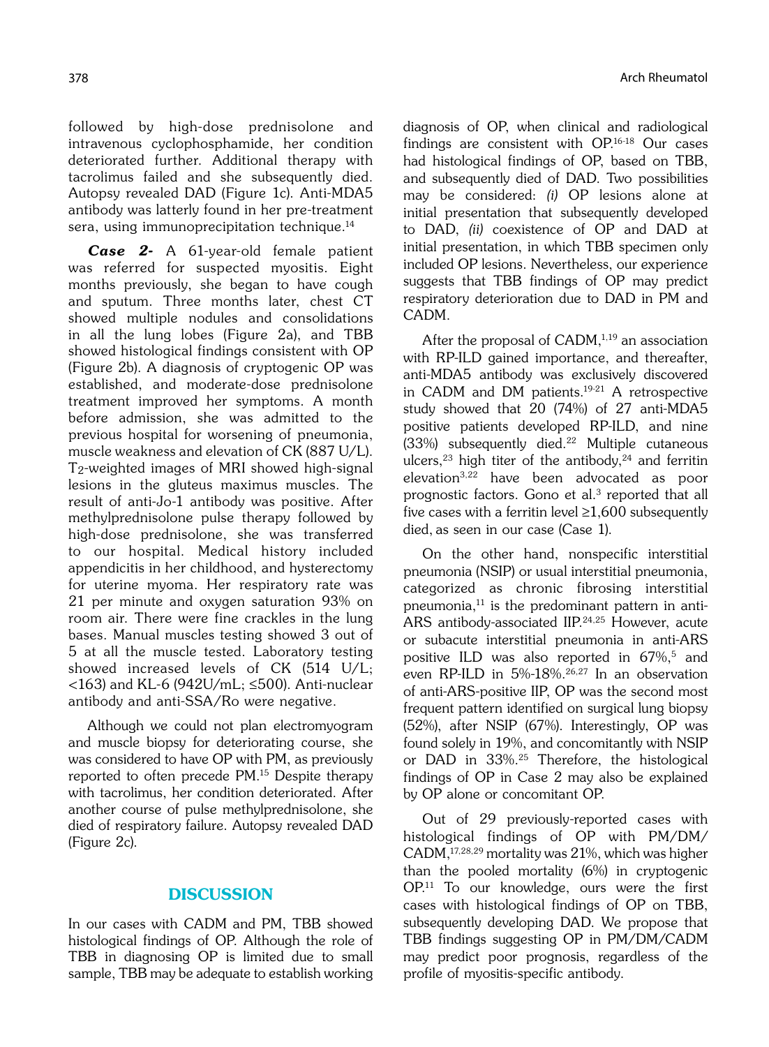followed by high-dose prednisolone and intravenous cyclophosphamide, her condition deteriorated further. Additional therapy with tacrolimus failed and she subsequently died. Autopsy revealed DAD (Figure 1c). Anti-MDA5 antibody was latterly found in her pre-treatment sera, using immunoprecipitation technique.[14]

***Case 2-*** A 61-year-old female patient was referred for suspected myositis. Eight months previously, she began to have cough and sputum. Three months later, chest CT showed multiple nodules and consolidations in all the lung lobes (Figure 2a), and TBB showed histological findings consistent with OP (Figure 2b). A diagnosis of cryptogenic OP was established, and moderate-dose prednisolone treatment improved her symptoms. A month before admission, she was admitted to the previous hospital for worsening of pneumonia, muscle weakness and elevation of CK (887 U/L). $T_2$-weighted images of MRI showed high-signal lesions in the gluteus maximus muscles. The result of anti-Jo-1 antibody was positive. After methylprednisolone pulse therapy followed by high-dose prednisolone, she was transferred to our hospital. Medical history included appendicitis in her childhood, and hysterectomy for uterine myoma. Her respiratory rate was 21 per minute and oxygen saturation 93% on room air. There were fine crackles in the lung bases. Manual muscles testing showed 3 out of 5 at all the muscle tested. Laboratory testing showed increased levels of CK (514 U/L; <163) and KL-6 (942U/mL; ≤500). Anti-nuclear antibody and anti-SSA/Ro were negative.

Although we could not plan electromyogram and muscle biopsy for deteriorating course, she was considered to have OP with PM, as previously reported to often precede PM.[15] Despite therapy with tacrolimus, her condition deteriorated. After another course of pulse methylprednisolone, she died of respiratory failure. Autopsy revealed DAD (Figure 2c).

## DISCUSSION

In our cases with CADM and PM, TBB showed histological findings of OP. Although the role of TBB in diagnosing OP is limited due to small sample, TBB may be adequate to establish working diagnosis of OP, when clinical and radiological findings are consistent with OP.[16-18] Our cases had histological findings of OP, based on TBB, and subsequently died of DAD. Two possibilities may be considered: *(i)* OP lesions alone at initial presentation that subsequently developed to DAD, *(ii)* coexistence of OP and DAD at initial presentation, in which TBB specimen only included OP lesions. Nevertheless, our experience suggests that TBB findings of OP may predict respiratory deterioration due to DAD in PM and CADM.

After the proposal of CADM,[1,19] an association with RP-ILD gained importance, and thereafter, anti-MDA5 antibody was exclusively discovered in CADM and DM patients.[19-21] A retrospective study showed that 20 (74%) of 27 anti-MDA5 positive patients developed RP-ILD, and nine (33%) subsequently died.[22] Multiple cutaneous ulcers,[23] high titer of the antibody,[24] and ferritin elevation[3,22] have been advocated as poor prognostic factors. Gono et al.[3] reported that all five cases with a ferritin level ≥1,600 subsequently died, as seen in our case (Case 1).

On the other hand, nonspecific interstitial pneumonia (NSIP) or usual interstitial pneumonia, categorized as chronic fibrosing interstitial pneumonia,[11] is the predominant pattern in anti-ARS antibody-associated IIP.[24,25] However, acute or subacute interstitial pneumonia in anti-ARS positive ILD was also reported in 67%,[5] and even RP-ILD in 5%-18%.[26,27] In an observation of anti-ARS-positive IIP, OP was the second most frequent pattern identified on surgical lung biopsy (52%), after NSIP (67%). Interestingly, OP was found solely in 19%, and concomitantly with NSIP or DAD in 33%.[25] Therefore, the histological findings of OP in Case 2 may also be explained by OP alone or concomitant OP.

Out of 29 previously-reported cases with histological findings of OP with PM/DM/CADM,[17,28,29] mortality was 21%, which was higher than the pooled mortality (6%) in cryptogenic OP.[11] To our knowledge, ours were the first cases with histological findings of OP on TBB, subsequently developing DAD. We propose that TBB findings suggesting OP in PM/DM/CADM may predict poor prognosis, regardless of the profile of myositis-specific antibody.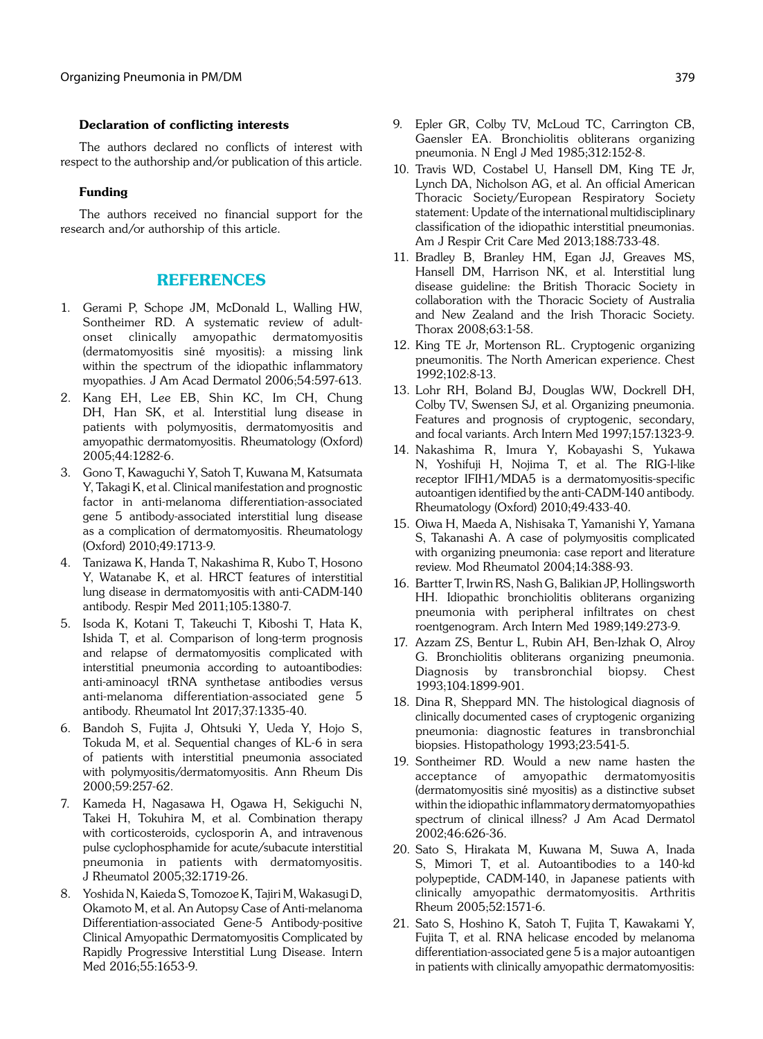#### Declaration of conflicting interests

The authors declared no conflicts of interest with respect to the authorship and/or publication of this article.

#### Funding

The authors received no financial support for the research and/or authorship of this article.

## REFERENCES

1. Gerami P, Schope JM, McDonald L, Walling HW, Sontheimer RD. A systematic review of adult-onset clinically amyopathic dermatomyositis (dermatomyositis siné myositis): a missing link within the spectrum of the idiopathic inflammatory myopathies. J Am Acad Dermatol 2006;54:597-613.
2. Kang EH, Lee EB, Shin KC, Im CH, Chung DH, Han SK, et al. Interstitial lung disease in patients with polymyositis, dermatomyositis and amyopathic dermatomyositis. Rheumatology (Oxford) 2005;44:1282-6.
3. Gono T, Kawaguchi Y, Satoh T, Kuwana M, Katsumata Y, Takagi K, et al. Clinical manifestation and prognostic factor in anti-melanoma differentiation-associated gene 5 antibody-associated interstitial lung disease as a complication of dermatomyositis. Rheumatology (Oxford) 2010;49:1713-9.
4. Tanizawa K, Handa T, Nakashima R, Kubo T, Hosono Y, Watanabe K, et al. HRCT features of interstitial lung disease in dermatomyositis with anti-CADM-140 antibody. Respir Med 2011;105:1380-7.
5. Isoda K, Kotani T, Takeuchi T, Kiboshi T, Hata K, Ishida T, et al. Comparison of long-term prognosis and relapse of dermatomyositis complicated with interstitial pneumonia according to autoantibodies: anti-aminoacyl tRNA synthetase antibodies versus anti-melanoma differentiation-associated gene 5 antibody. Rheumatol Int 2017;37:1335-40.
6. Bandoh S, Fujita J, Ohtsuki Y, Ueda Y, Hojo S, Tokuda M, et al. Sequential changes of KL-6 in sera of patients with interstitial pneumonia associated with polymyositis/dermatomyositis. Ann Rheum Dis 2000;59:257-62.
7. Kameda H, Nagasawa H, Ogawa H, Sekiguchi N, Takei H, Tokuhira M, et al. Combination therapy with corticosteroids, cyclosporin A, and intravenous pulse cyclophosphamide for acute/subacute interstitial pneumonia in patients with dermatomyositis. J Rheumatol 2005;32:1719-26.
8. Yoshida N, Kaieda S, Tomozoe K, Tajiri M, Wakasugi D, Okamoto M, et al. An Autopsy Case of Anti-melanoma Differentiation-associated Gene-5 Antibody-positive Clinical Amyopathic Dermatomyositis Complicated by Rapidly Progressive Interstitial Lung Disease. Intern Med 2016;55:1653-9.
9. Epler GR, Colby TV, McLoud TC, Carrington CB, Gaensler EA. Bronchiolitis obliterans organizing pneumonia. N Engl J Med 1985;312:152-8.
10. Travis WD, Costabel U, Hansell DM, King TE Jr, Lynch DA, Nicholson AG, et al. An official American Thoracic Society/European Respiratory Society statement: Update of the international multidisciplinary classification of the idiopathic interstitial pneumonias. Am J Respir Crit Care Med 2013;188:733-48.
11. Bradley B, Branley HM, Egan JJ, Greaves MS, Hansell DM, Harrison NK, et al. Interstitial lung disease guideline: the British Thoracic Society in collaboration with the Thoracic Society of Australia and New Zealand and the Irish Thoracic Society. Thorax 2008;63:1-58.
12. King TE Jr, Mortenson RL. Cryptogenic organizing pneumonitis. The North American experience. Chest 1992;102:8-13.
13. Lohr RH, Boland BJ, Douglas WW, Dockrell DH, Colby TV, Swensen SJ, et al. Organizing pneumonia. Features and prognosis of cryptogenic, secondary, and focal variants. Arch Intern Med 1997;157:1323-9.
14. Nakashima R, Imura Y, Kobayashi S, Yukawa N, Yoshifuji H, Nojima T, et al. The RIG-I-like receptor IFIH1/MDA5 is a dermatomyositis-specific autoantigen identified by the anti-CADM-140 antibody. Rheumatology (Oxford) 2010;49:433-40.
15. Oiwa H, Maeda A, Nishisaka T, Yamanishi Y, Yamana S, Takanashi A. A case of polymyositis complicated with organizing pneumonia: case report and literature review. Mod Rheumatol 2004;14:388-93.
16. Bartter T, Irwin RS, Nash G, Balikian JP, Hollingsworth HH. Idiopathic bronchiolitis obliterans organizing pneumonia with peripheral infiltrates on chest roentgenogram. Arch Intern Med 1989;149:273-9.
17. Azzam ZS, Bentur L, Rubin AH, Ben-Izhak O, Alroy G. Bronchiolitis obliterans organizing pneumonia. Diagnosis by transbronchial biopsy. Chest 1993;104:1899-901.
18. Dina R, Sheppard MN. The histological diagnosis of clinically documented cases of cryptogenic organizing pneumonia: diagnostic features in transbronchial biopsies. Histopathology 1993;23:541-5.
19. Sontheimer RD. Would a new name hasten the acceptance of amyopathic dermatomyositis (dermatomyositis siné myositis) as a distinctive subset within the idiopathic inflammatory dermatomyopathies spectrum of clinical illness? J Am Acad Dermatol 2002;46:626-36.
20. Sato S, Hirakata M, Kuwana M, Suwa A, Inada S, Mimori T, et al. Autoantibodies to a 140-kd polypeptide, CADM-140, in Japanese patients with clinically amyopathic dermatomyositis. Arthritis Rheum 2005;52:1571-6.
21. Sato S, Hoshino K, Satoh T, Fujita T, Kawakami Y, Fujita T, et al. RNA helicase encoded by melanoma differentiation-associated gene 5 is a major autoantigen in patients with clinically amyopathic dermatomyositis: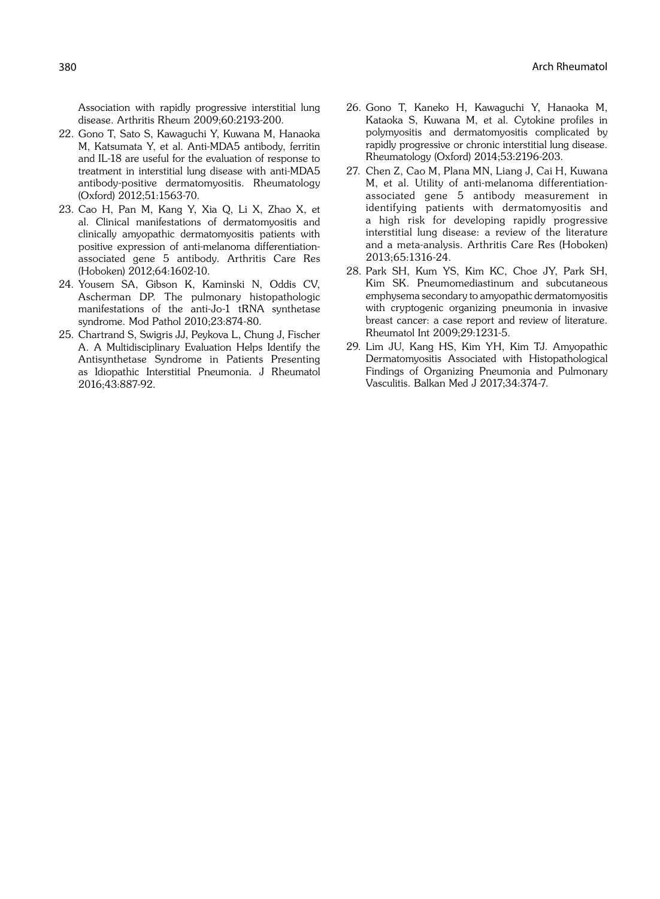Association with rapidly progressive interstitial lung disease. Arthritis Rheum 2009;60:2193-200.

22. Gono T, Sato S, Kawaguchi Y, Kuwana M, Hanaoka M, Katsumata Y, et al. Anti-MDA5 antibody, ferritin and IL-18 are useful for the evaluation of response to treatment in interstitial lung disease with anti-MDA5 antibody-positive dermatomyositis. Rheumatology (Oxford) 2012;51:1563-70.
23. Cao H, Pan M, Kang Y, Xia Q, Li X, Zhao X, et al. Clinical manifestations of dermatomyositis and clinically amyopathic dermatomyositis patients with positive expression of anti-melanoma differentiation-associated gene 5 antibody. Arthritis Care Res (Hoboken) 2012;64:1602-10.
24. Yousem SA, Gibson K, Kaminski N, Oddis CV, Ascherman DP. The pulmonary histopathologic manifestations of the anti-Jo-1 tRNA synthetase syndrome. Mod Pathol 2010;23:874-80.
25. Chartrand S, Swigris JJ, Peykova L, Chung J, Fischer A. A Multidisciplinary Evaluation Helps Identify the Antisynthetase Syndrome in Patients Presenting as Idiopathic Interstitial Pneumonia. J Rheumatol 2016;43:887-92.
26. Gono T, Kaneko H, Kawaguchi Y, Hanaoka M, Kataoka S, Kuwana M, et al. Cytokine profiles in polymyositis and dermatomyositis complicated by rapidly progressive or chronic interstitial lung disease. Rheumatology (Oxford) 2014;53:2196-203.
27. Chen Z, Cao M, Plana MN, Liang J, Cai H, Kuwana M, et al. Utility of anti-melanoma differentiation-associated gene 5 antibody measurement in identifying patients with dermatomyositis and a high risk for developing rapidly progressive interstitial lung disease: a review of the literature and a meta-analysis. Arthritis Care Res (Hoboken) 2013;65:1316-24.
28. Park SH, Kum YS, Kim KC, Choe JY, Park SH, Kim SK. Pneumomediastinum and subcutaneous emphysema secondary to amyopathic dermatomyositis with cryptogenic organizing pneumonia in invasive breast cancer: a case report and review of literature. Rheumatol Int 2009;29:1231-5.
29. Lim JU, Kang HS, Kim YH, Kim TJ. Amyopathic Dermatomyositis Associated with Histopathological Findings of Organizing Pneumonia and Pulmonary Vasculitis. Balkan Med J 2017;34:374-7.